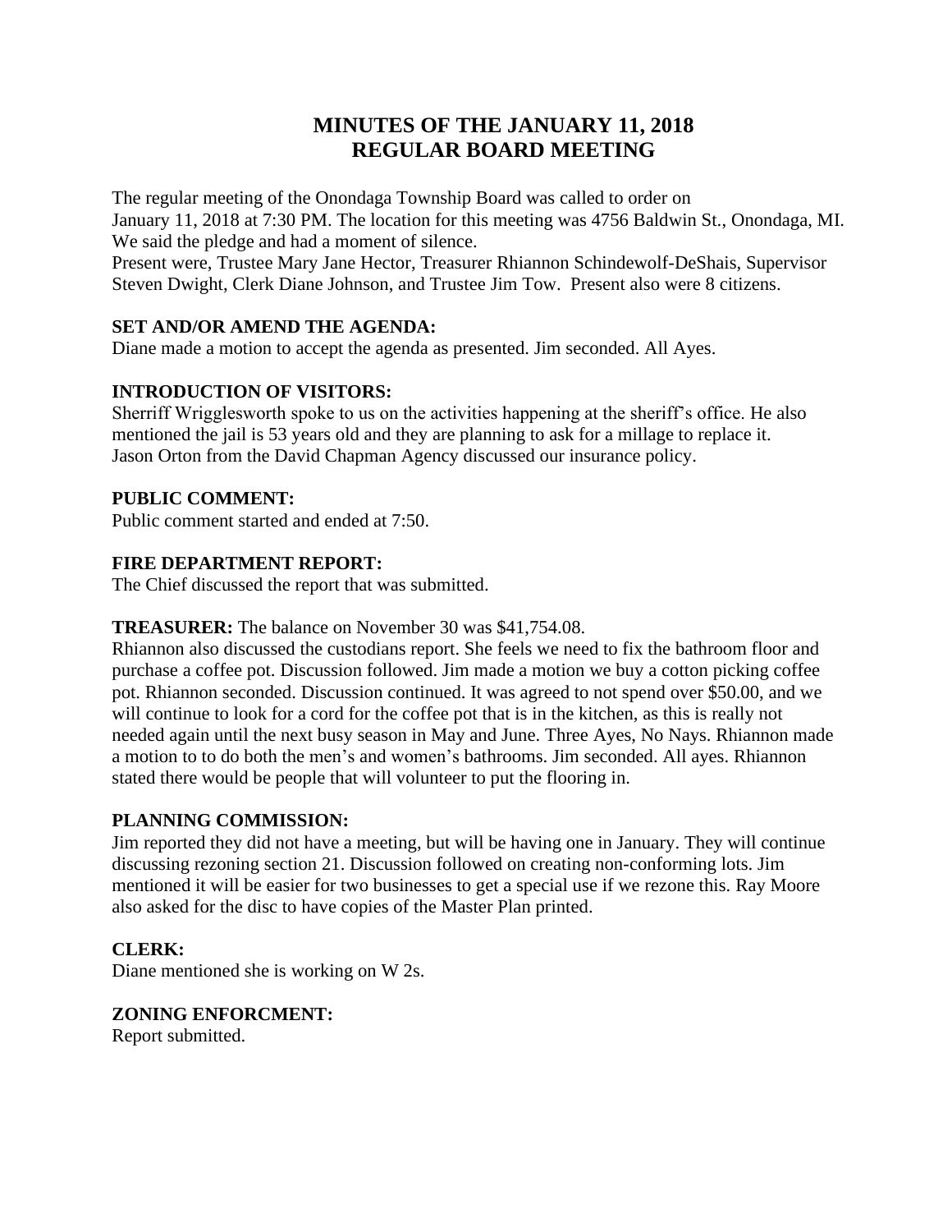# MINUTES OF THE JANUARY 11, 2018 REGULAR BOARD MEETING

The regular meeting of the Onondaga Township Board was called to order on January 11, 2018 at 7:30 PM. The location for this meeting was 4756 Baldwin St., Onondaga, MI. We said the pledge and had a moment of silence.
Present were, Trustee Mary Jane Hector, Treasurer Rhiannon Schindewolf-DeShais, Supervisor Steven Dwight, Clerk Diane Johnson, and Trustee Jim Tow. Present also were 8 citizens.

**SET AND/OR AMEND THE AGENDA:**
Diane made a motion to accept the agenda as presented. Jim seconded. All Ayes.

**INTRODUCTION OF VISITORS:**
Sherriff Wrigglesworth spoke to us on the activities happening at the sheriff's office. He also mentioned the jail is 53 years old and they are planning to ask for a millage to replace it.
Jason Orton from the David Chapman Agency discussed our insurance policy.

**PUBLIC COMMENT:**
Public comment started and ended at 7:50.

**FIRE DEPARTMENT REPORT:**
The Chief discussed the report that was submitted.

**TREASURER:** The balance on November 30 was $41,754.08.
Rhiannon also discussed the custodians report. She feels we need to fix the bathroom floor and purchase a coffee pot. Discussion followed. Jim made a motion we buy a cotton picking coffee pot. Rhiannon seconded. Discussion continued. It was agreed to not spend over $50.00, and we will continue to look for a cord for the coffee pot that is in the kitchen, as this is really not needed again until the next busy season in May and June. Three Ayes, No Nays. Rhiannon made a motion to to do both the men's and women's bathrooms. Jim seconded. All ayes. Rhiannon stated there would be people that will volunteer to put the flooring in.

**PLANNING COMMISSION:**
Jim reported they did not have a meeting, but will be having one in January. They will continue discussing rezoning section 21. Discussion followed on creating non-conforming lots. Jim mentioned it will be easier for two businesses to get a special use if we rezone this. Ray Moore also asked for the disc to have copies of the Master Plan printed.

**CLERK:**
Diane mentioned she is working on W 2s.

**ZONING ENFORCMENT:**
Report submitted.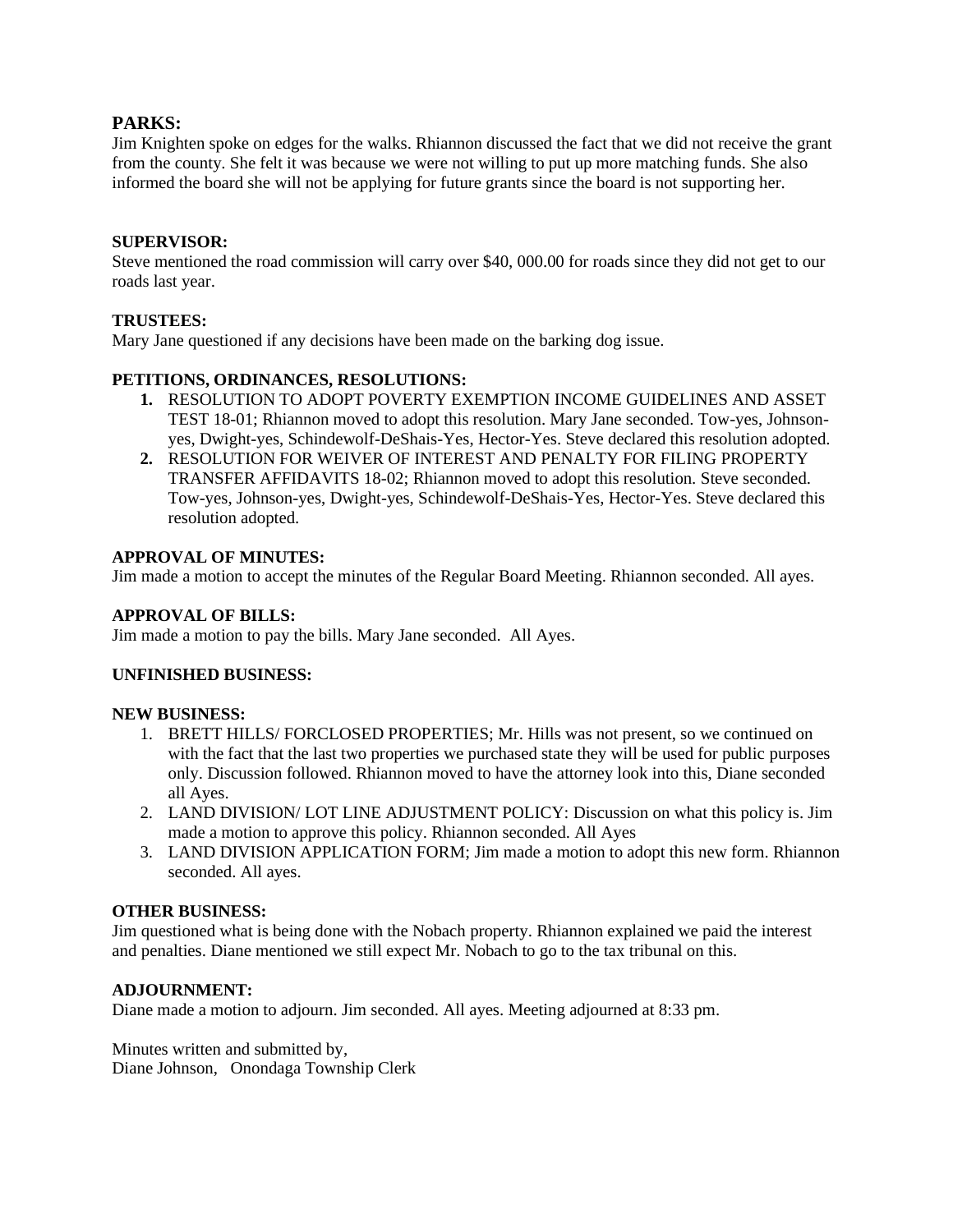## PARKS:

Jim Knighten spoke on edges for the walks. Rhiannon discussed the fact that we did not receive the grant from the county. She felt it was because we were not willing to put up more matching funds. She also informed the board she will not be applying for future grants since the board is not supporting her.

**SUPERVISOR:**

Steve mentioned the road commission will carry over $40, 000.00 for roads since they did not get to our roads last year.

**TRUSTEES:**

Mary Jane questioned if any decisions have been made on the barking dog issue.

**PETITIONS, ORDINANCES, RESOLUTIONS:**

1. RESOLUTION TO ADOPT POVERTY EXEMPTION INCOME GUIDELINES AND ASSET TEST 18-01; Rhiannon moved to adopt this resolution. Mary Jane seconded. Tow-yes, Johnson-yes, Dwight-yes, Schindewolf-DeShais-Yes, Hector-Yes. Steve declared this resolution adopted.
2. RESOLUTION FOR WEIVER OF INTEREST AND PENALTY FOR FILING PROPERTY TRANSFER AFFIDAVITS 18-02; Rhiannon moved to adopt this resolution. Steve seconded. Tow-yes, Johnson-yes, Dwight-yes, Schindewolf-DeShais-Yes, Hector-Yes. Steve declared this resolution adopted.

**APPROVAL OF MINUTES:**

Jim made a motion to accept the minutes of the Regular Board Meeting. Rhiannon seconded. All ayes.

**APPROVAL OF BILLS:**

Jim made a motion to pay the bills. Mary Jane seconded. All Ayes.

**UNFINISHED BUSINESS:**

**NEW BUSINESS:**

1. BRETT HILLS/ FORCLOSED PROPERTIES; Mr. Hills was not present, so we continued on with the fact that the last two properties we purchased state they will be used for public purposes only. Discussion followed. Rhiannon moved to have the attorney look into this, Diane seconded all Ayes.
2. LAND DIVISION/ LOT LINE ADJUSTMENT POLICY: Discussion on what this policy is. Jim made a motion to approve this policy. Rhiannon seconded. All Ayes
3. LAND DIVISION APPLICATION FORM; Jim made a motion to adopt this new form. Rhiannon seconded. All ayes.

**OTHER BUSINESS:**

Jim questioned what is being done with the Nobach property. Rhiannon explained we paid the interest and penalties. Diane mentioned we still expect Mr. Nobach to go to the tax tribunal on this.

**ADJOURNMENT:**

Diane made a motion to adjourn. Jim seconded. All ayes. Meeting adjourned at 8:33 pm.

Minutes written and submitted by,
Diane Johnson, Onondaga Township Clerk